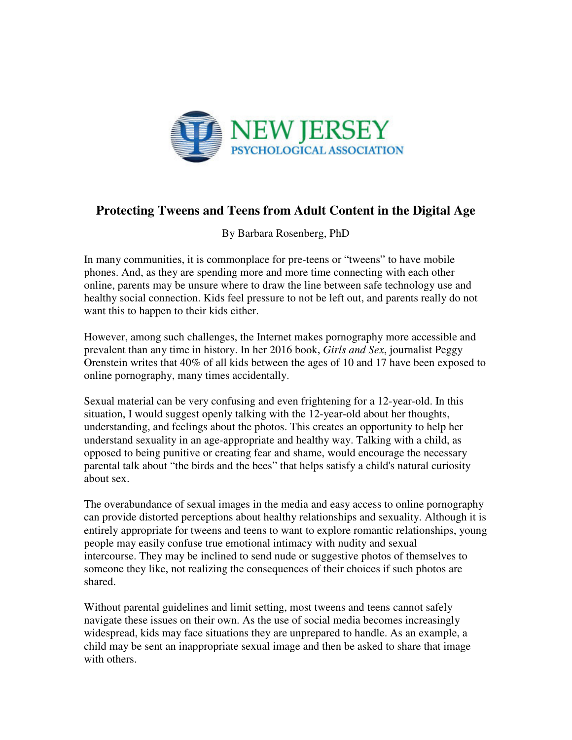NEW JERSEY PSYCHOLOGICAL ASSOCIATION

# Protecting Tweens and Teens from Adult Content in the Digital Age

By Barbara Rosenberg, PhD

In many communities, it is commonplace for pre-teens or "tweens" to have mobile phones. And, as they are spending more and more time connecting with each other online, parents may be unsure where to draw the line between safe technology use and healthy social connection. Kids feel pressure to not be left out, and parents really do not want this to happen to their kids either.

However, among such challenges, the Internet makes pornography more accessible and prevalent than any time in history. In her 2016 book, *Girls and Sex*, journalist Peggy Orenstein writes that 40% of all kids between the ages of 10 and 17 have been exposed to online pornography, many times accidentally.

Sexual material can be very confusing and even frightening for a 12-year-old. In this situation, I would suggest openly talking with the 12-year-old about her thoughts, understanding, and feelings about the photos. This creates an opportunity to help her understand sexuality in an age-appropriate and healthy way. Talking with a child, as opposed to being punitive or creating fear and shame, would encourage the necessary parental talk about "the birds and the bees" that helps satisfy a child's natural curiosity about sex.

The overabundance of sexual images in the media and easy access to online pornography can provide distorted perceptions about healthy relationships and sexuality. Although it is entirely appropriate for tweens and teens to want to explore romantic relationships, young people may easily confuse true emotional intimacy with nudity and sexual intercourse. They may be inclined to send nude or suggestive photos of themselves to someone they like, not realizing the consequences of their choices if such photos are shared.

Without parental guidelines and limit setting, most tweens and teens cannot safely navigate these issues on their own. As the use of social media becomes increasingly widespread, kids may face situations they are unprepared to handle. As an example, a child may be sent an inappropriate sexual image and then be asked to share that image with others.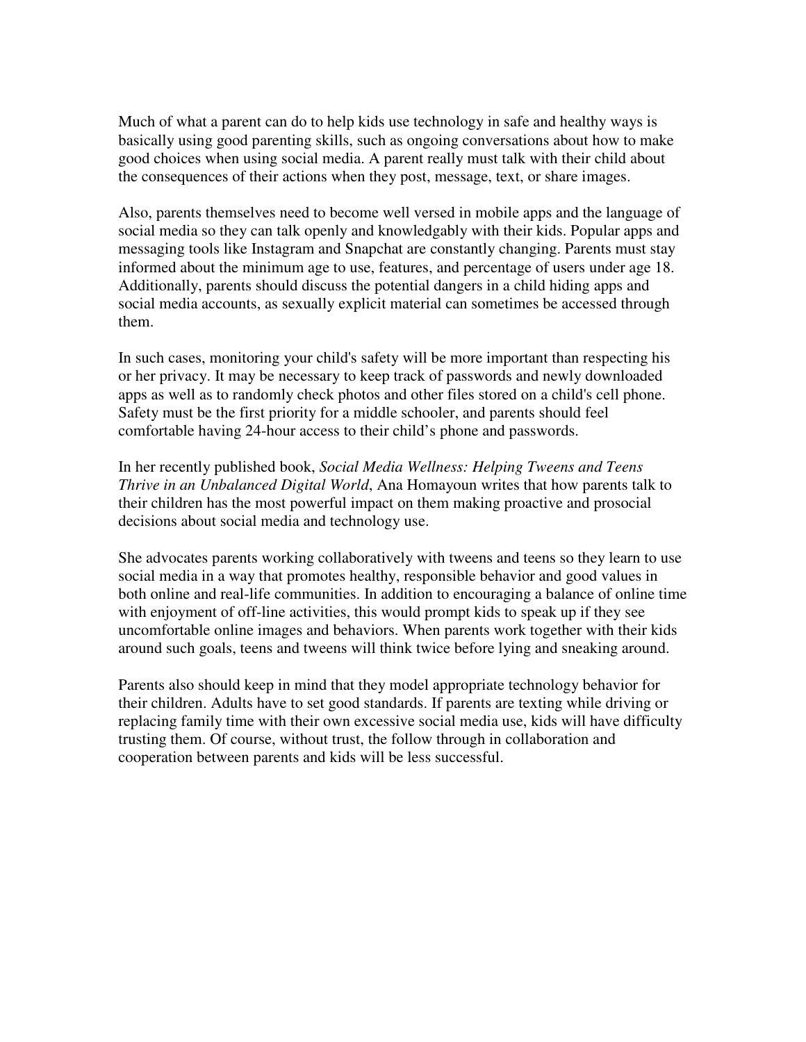Much of what a parent can do to help kids use technology in safe and healthy ways is basically using good parenting skills, such as ongoing conversations about how to make good choices when using social media. A parent really must talk with their child about the consequences of their actions when they post, message, text, or share images.

Also, parents themselves need to become well versed in mobile apps and the language of social media so they can talk openly and knowledgably with their kids. Popular apps and messaging tools like Instagram and Snapchat are constantly changing. Parents must stay informed about the minimum age to use, features, and percentage of users under age 18. Additionally, parents should discuss the potential dangers in a child hiding apps and social media accounts, as sexually explicit material can sometimes be accessed through them.

In such cases, monitoring your child's safety will be more important than respecting his or her privacy. It may be necessary to keep track of passwords and newly downloaded apps as well as to randomly check photos and other files stored on a child's cell phone. Safety must be the first priority for a middle schooler, and parents should feel comfortable having 24-hour access to their child's phone and passwords.

In her recently published book, *Social Media Wellness: Helping Tweens and Teens Thrive in an Unbalanced Digital World*, Ana Homayoun writes that how parents talk to their children has the most powerful impact on them making proactive and prosocial decisions about social media and technology use.

She advocates parents working collaboratively with tweens and teens so they learn to use social media in a way that promotes healthy, responsible behavior and good values in both online and real-life communities. In addition to encouraging a balance of online time with enjoyment of off-line activities, this would prompt kids to speak up if they see uncomfortable online images and behaviors. When parents work together with their kids around such goals, teens and tweens will think twice before lying and sneaking around.

Parents also should keep in mind that they model appropriate technology behavior for their children. Adults have to set good standards. If parents are texting while driving or replacing family time with their own excessive social media use, kids will have difficulty trusting them. Of course, without trust, the follow through in collaboration and cooperation between parents and kids will be less successful.